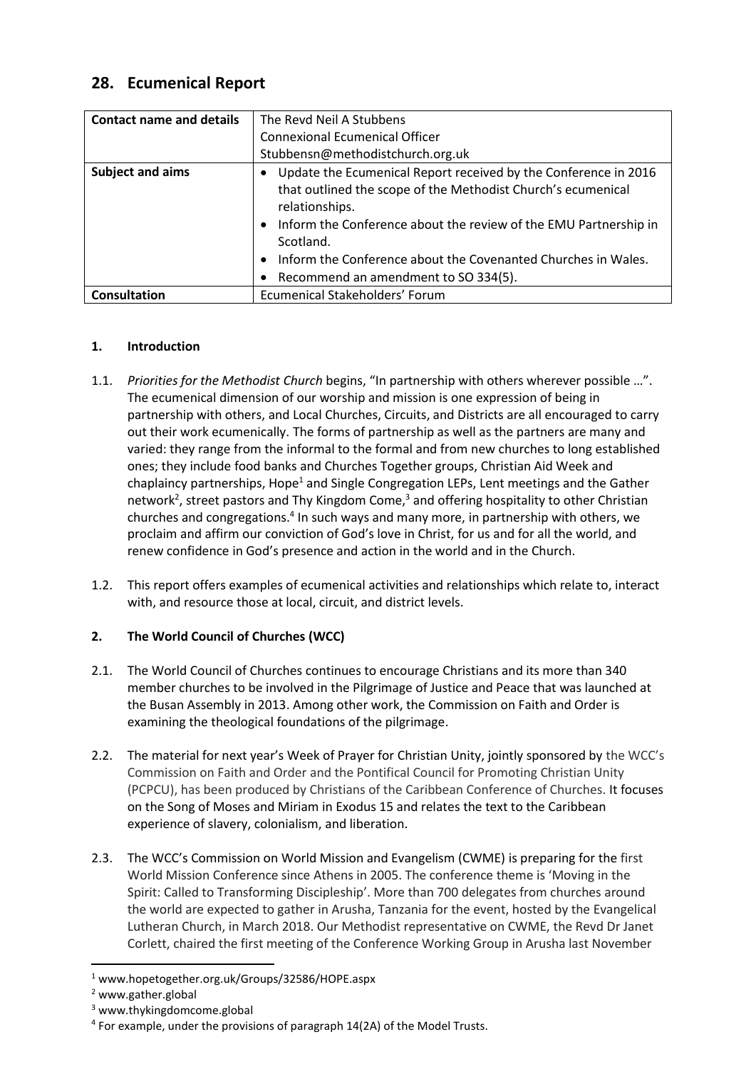## 28. Ecumenical Report

| Contact name and details | The Revd Neil A Stubbens<br>Connexional Ecumenical Officer<br>Stubbensn@methodistchurch.org.uk |
|---|---|
| Subject and aims | • Update the Ecumenical Report received by the Conference in 2016 that outlined the scope of the Methodist Church's ecumenical relationships.<br>• Inform the Conference about the review of the EMU Partnership in Scotland.<br>• Inform the Conference about the Covenanted Churches in Wales.<br>• Recommend an amendment to SO 334(5). |
| Consultation | Ecumenical Stakeholders' Forum |

### 1. Introduction

1.1. *Priorities for the Methodist Church* begins, "In partnership with others wherever possible …". The ecumenical dimension of our worship and mission is one expression of being in partnership with others, and Local Churches, Circuits, and Districts are all encouraged to carry out their work ecumenically. The forms of partnership as well as the partners are many and varied: they range from the informal to the formal and from new churches to long established ones; they include food banks and Churches Together groups, Christian Aid Week and chaplaincy partnerships, Hope[1] and Single Congregation LEPs, Lent meetings and the Gather network[2], street pastors and Thy Kingdom Come,[3] and offering hospitality to other Christian churches and congregations.[4] In such ways and many more, in partnership with others, we proclaim and affirm our conviction of God's love in Christ, for us and for all the world, and renew confidence in God's presence and action in the world and in the Church.

1.2. This report offers examples of ecumenical activities and relationships which relate to, interact with, and resource those at local, circuit, and district levels.

### 2. The World Council of Churches (WCC)

2.1. The World Council of Churches continues to encourage Christians and its more than 340 member churches to be involved in the Pilgrimage of Justice and Peace that was launched at the Busan Assembly in 2013. Among other work, the Commission on Faith and Order is examining the theological foundations of the pilgrimage.

2.2. The material for next year's Week of Prayer for Christian Unity, jointly sponsored by the WCC's Commission on Faith and Order and the Pontifical Council for Promoting Christian Unity (PCPCU), has been produced by Christians of the Caribbean Conference of Churches. It focuses on the Song of Moses and Miriam in Exodus 15 and relates the text to the Caribbean experience of slavery, colonialism, and liberation.

2.3. The WCC's Commission on World Mission and Evangelism (CWME) is preparing for the first World Mission Conference since Athens in 2005. The conference theme is 'Moving in the Spirit: Called to Transforming Discipleship'. More than 700 delegates from churches around the world are expected to gather in Arusha, Tanzania for the event, hosted by the Evangelical Lutheran Church, in March 2018. Our Methodist representative on CWME, the Revd Dr Janet Corlett, chaired the first meeting of the Conference Working Group in Arusha last November

---

[1] www.hopetogether.org.uk/Groups/32586/HOPE.aspx

[2] www.gather.global

[3] www.thykingdomcome.global

[4] For example, under the provisions of paragraph 14(2A) of the Model Trusts.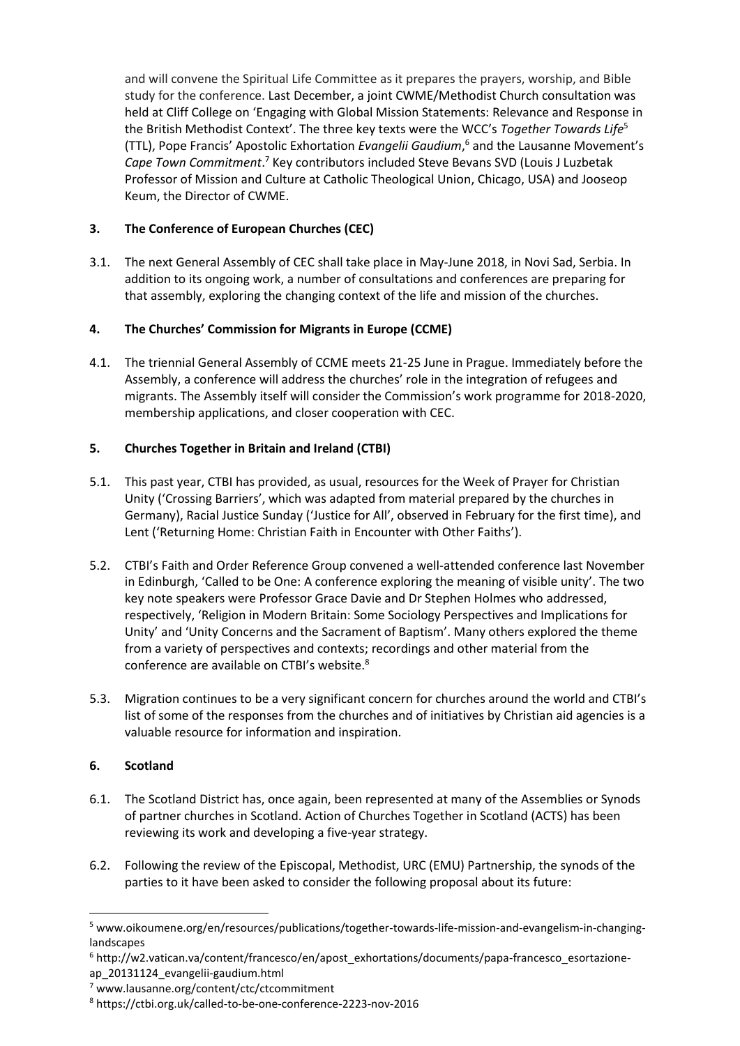and will convene the Spiritual Life Committee as it prepares the prayers, worship, and Bible study for the conference. Last December, a joint CWME/Methodist Church consultation was held at Cliff College on 'Engaging with Global Mission Statements: Relevance and Response in the British Methodist Context'. The three key texts were the WCC's *Together Towards Life*[5] (TTL), Pope Francis' Apostolic Exhortation *Evangelii Gaudium*,[6] and the Lausanne Movement's *Cape Town Commitment*.[7] Key contributors included Steve Bevans SVD (Louis J Luzbetak Professor of Mission and Culture at Catholic Theological Union, Chicago, USA) and Jooseop Keum, the Director of CWME.

## 3. The Conference of European Churches (CEC)

3.1. The next General Assembly of CEC shall take place in May-June 2018, in Novi Sad, Serbia. In addition to its ongoing work, a number of consultations and conferences are preparing for that assembly, exploring the changing context of the life and mission of the churches.

## 4. The Churches' Commission for Migrants in Europe (CCME)

4.1. The triennial General Assembly of CCME meets 21-25 June in Prague. Immediately before the Assembly, a conference will address the churches' role in the integration of refugees and migrants. The Assembly itself will consider the Commission's work programme for 2018-2020, membership applications, and closer cooperation with CEC.

## 5. Churches Together in Britain and Ireland (CTBI)

5.1. This past year, CTBI has provided, as usual, resources for the Week of Prayer for Christian Unity ('Crossing Barriers', which was adapted from material prepared by the churches in Germany), Racial Justice Sunday ('Justice for All', observed in February for the first time), and Lent ('Returning Home: Christian Faith in Encounter with Other Faiths').

5.2. CTBI's Faith and Order Reference Group convened a well-attended conference last November in Edinburgh, 'Called to be One: A conference exploring the meaning of visible unity'. The two key note speakers were Professor Grace Davie and Dr Stephen Holmes who addressed, respectively, 'Religion in Modern Britain: Some Sociology Perspectives and Implications for Unity' and 'Unity Concerns and the Sacrament of Baptism'. Many others explored the theme from a variety of perspectives and contexts; recordings and other material from the conference are available on CTBI's website.[8]

5.3. Migration continues to be a very significant concern for churches around the world and CTBI's list of some of the responses from the churches and of initiatives by Christian aid agencies is a valuable resource for information and inspiration.

## 6. Scotland

6.1. The Scotland District has, once again, been represented at many of the Assemblies or Synods of partner churches in Scotland. Action of Churches Together in Scotland (ACTS) has been reviewing its work and developing a five-year strategy.

6.2. Following the review of the Episcopal, Methodist, URC (EMU) Partnership, the synods of the parties to it have been asked to consider the following proposal about its future:

---

[5] www.oikoumene.org/en/resources/publications/together-towards-life-mission-and-evangelism-in-changing-landscapes

[6] http://w2.vatican.va/content/francesco/en/apost_exhortations/documents/papa-francesco_esortazione-ap_20131124_evangelii-gaudium.html

[7] www.lausanne.org/content/ctc/ctcommitment

[8] https://ctbi.org.uk/called-to-be-one-conference-2223-nov-2016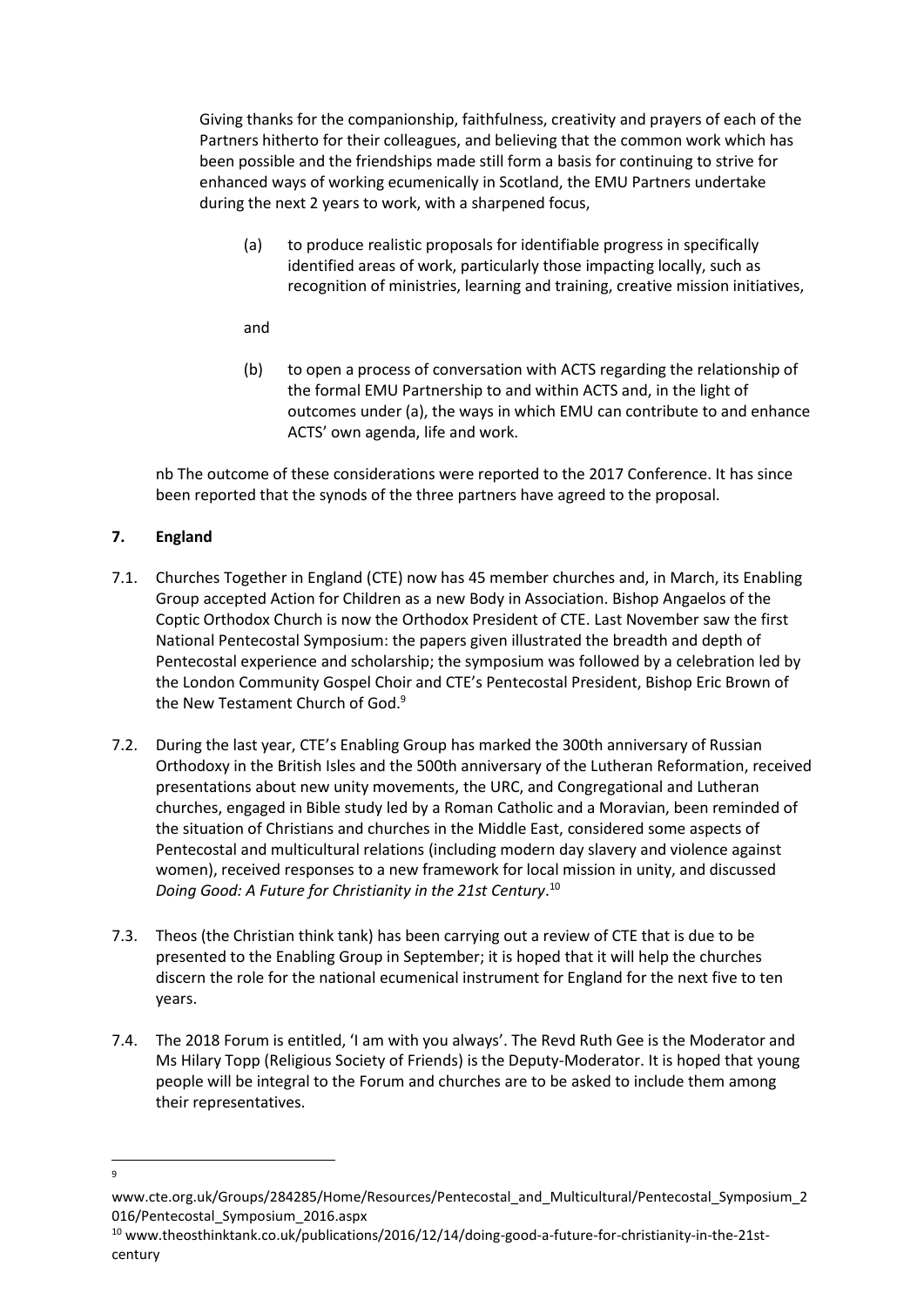Giving thanks for the companionship, faithfulness, creativity and prayers of each of the Partners hitherto for their colleagues, and believing that the common work which has been possible and the friendships made still form a basis for continuing to strive for enhanced ways of working ecumenically in Scotland, the EMU Partners undertake during the next 2 years to work, with a sharpened focus,

(a) to produce realistic proposals for identifiable progress in specifically identified areas of work, particularly those impacting locally, such as recognition of ministries, learning and training, creative mission initiatives,

and

(b) to open a process of conversation with ACTS regarding the relationship of the formal EMU Partnership to and within ACTS and, in the light of outcomes under (a), the ways in which EMU can contribute to and enhance ACTS' own agenda, life and work.

nb The outcome of these considerations were reported to the 2017 Conference. It has since been reported that the synods of the three partners have agreed to the proposal.

## 7. England

7.1. Churches Together in England (CTE) now has 45 member churches and, in March, its Enabling Group accepted Action for Children as a new Body in Association. Bishop Angaelos of the Coptic Orthodox Church is now the Orthodox President of CTE. Last November saw the first National Pentecostal Symposium: the papers given illustrated the breadth and depth of Pentecostal experience and scholarship; the symposium was followed by a celebration led by the London Community Gospel Choir and CTE's Pentecostal President, Bishop Eric Brown of the New Testament Church of God.[9]

7.2. During the last year, CTE's Enabling Group has marked the 300th anniversary of Russian Orthodoxy in the British Isles and the 500th anniversary of the Lutheran Reformation, received presentations about new unity movements, the URC, and Congregational and Lutheran churches, engaged in Bible study led by a Roman Catholic and a Moravian, been reminded of the situation of Christians and churches in the Middle East, considered some aspects of Pentecostal and multicultural relations (including modern day slavery and violence against women), received responses to a new framework for local mission in unity, and discussed *Doing Good: A Future for Christianity in the 21st Century*.[10]

7.3. Theos (the Christian think tank) has been carrying out a review of CTE that is due to be presented to the Enabling Group in September; it is hoped that it will help the churches discern the role for the national ecumenical instrument for England for the next five to ten years.

7.4. The 2018 Forum is entitled, 'I am with you always'. The Revd Ruth Gee is the Moderator and Ms Hilary Topp (Religious Society of Friends) is the Deputy-Moderator. It is hoped that young people will be integral to the Forum and churches are to be asked to include them among their representatives.

---

[9] www.cte.org.uk/Groups/284285/Home/Resources/Pentecostal_and_Multicultural/Pentecostal_Symposium_2016/Pentecostal_Symposium_2016.aspx

[10] www.theosthinktank.co.uk/publications/2016/12/14/doing-good-a-future-for-christianity-in-the-21st-century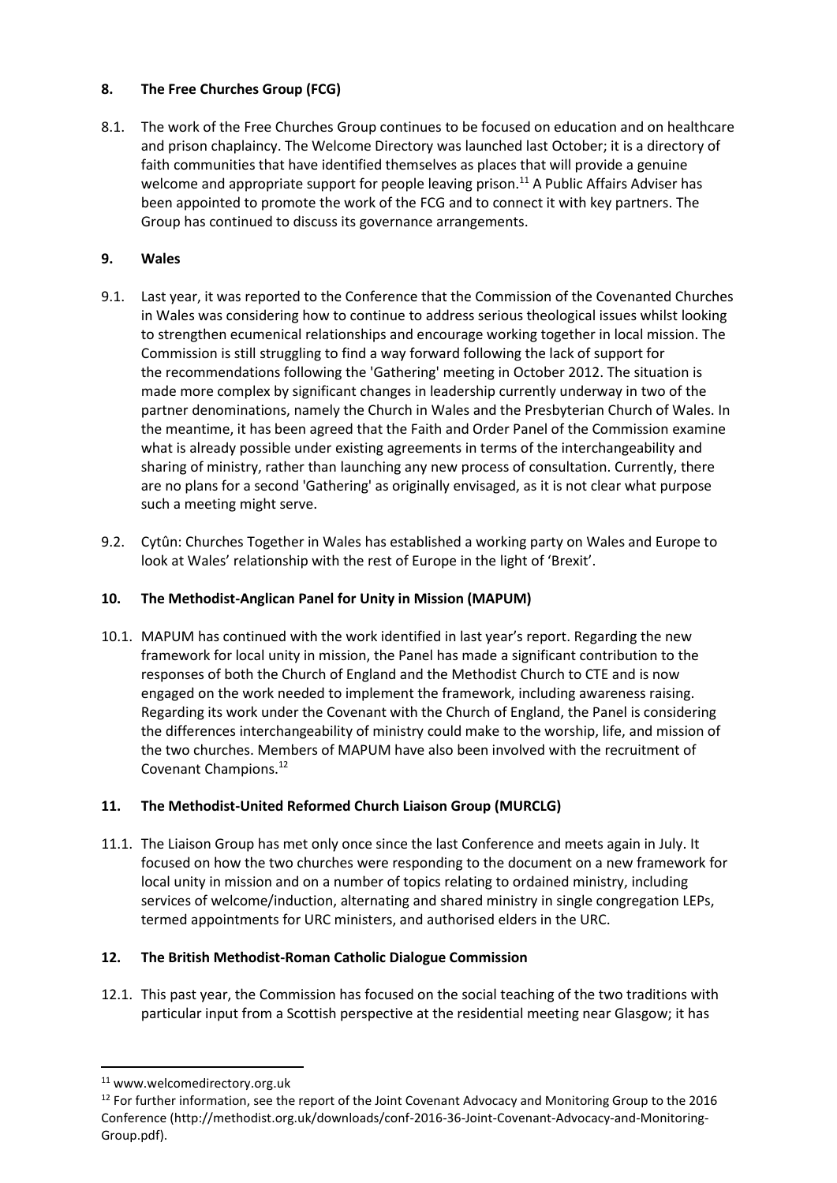## 8. The Free Churches Group (FCG)

8.1. The work of the Free Churches Group continues to be focused on education and on healthcare and prison chaplaincy. The Welcome Directory was launched last October; it is a directory of faith communities that have identified themselves as places that will provide a genuine welcome and appropriate support for people leaving prison.[11] A Public Affairs Adviser has been appointed to promote the work of the FCG and to connect it with key partners. The Group has continued to discuss its governance arrangements.

## 9. Wales

9.1. Last year, it was reported to the Conference that the Commission of the Covenanted Churches in Wales was considering how to continue to address serious theological issues whilst looking to strengthen ecumenical relationships and encourage working together in local mission. The Commission is still struggling to find a way forward following the lack of support for the recommendations following the 'Gathering' meeting in October 2012. The situation is made more complex by significant changes in leadership currently underway in two of the partner denominations, namely the Church in Wales and the Presbyterian Church of Wales. In the meantime, it has been agreed that the Faith and Order Panel of the Commission examine what is already possible under existing agreements in terms of the interchangeability and sharing of ministry, rather than launching any new process of consultation. Currently, there are no plans for a second 'Gathering' as originally envisaged, as it is not clear what purpose such a meeting might serve.

9.2. Cytûn: Churches Together in Wales has established a working party on Wales and Europe to look at Wales' relationship with the rest of Europe in the light of 'Brexit'.

## 10. The Methodist-Anglican Panel for Unity in Mission (MAPUM)

10.1. MAPUM has continued with the work identified in last year's report. Regarding the new framework for local unity in mission, the Panel has made a significant contribution to the responses of both the Church of England and the Methodist Church to CTE and is now engaged on the work needed to implement the framework, including awareness raising. Regarding its work under the Covenant with the Church of England, the Panel is considering the differences interchangeability of ministry could make to the worship, life, and mission of the two churches. Members of MAPUM have also been involved with the recruitment of Covenant Champions.[12]

## 11. The Methodist-United Reformed Church Liaison Group (MURCLG)

11.1. The Liaison Group has met only once since the last Conference and meets again in July. It focused on how the two churches were responding to the document on a new framework for local unity in mission and on a number of topics relating to ordained ministry, including services of welcome/induction, alternating and shared ministry in single congregation LEPs, termed appointments for URC ministers, and authorised elders in the URC.

## 12. The British Methodist-Roman Catholic Dialogue Commission

12.1. This past year, the Commission has focused on the social teaching of the two traditions with particular input from a Scottish perspective at the residential meeting near Glasgow; it has

---

[11] www.welcomedirectory.org.uk

[12] For further information, see the report of the Joint Covenant Advocacy and Monitoring Group to the 2016 Conference (http://methodist.org.uk/downloads/conf-2016-36-Joint-Covenant-Advocacy-and-Monitoring-Group.pdf).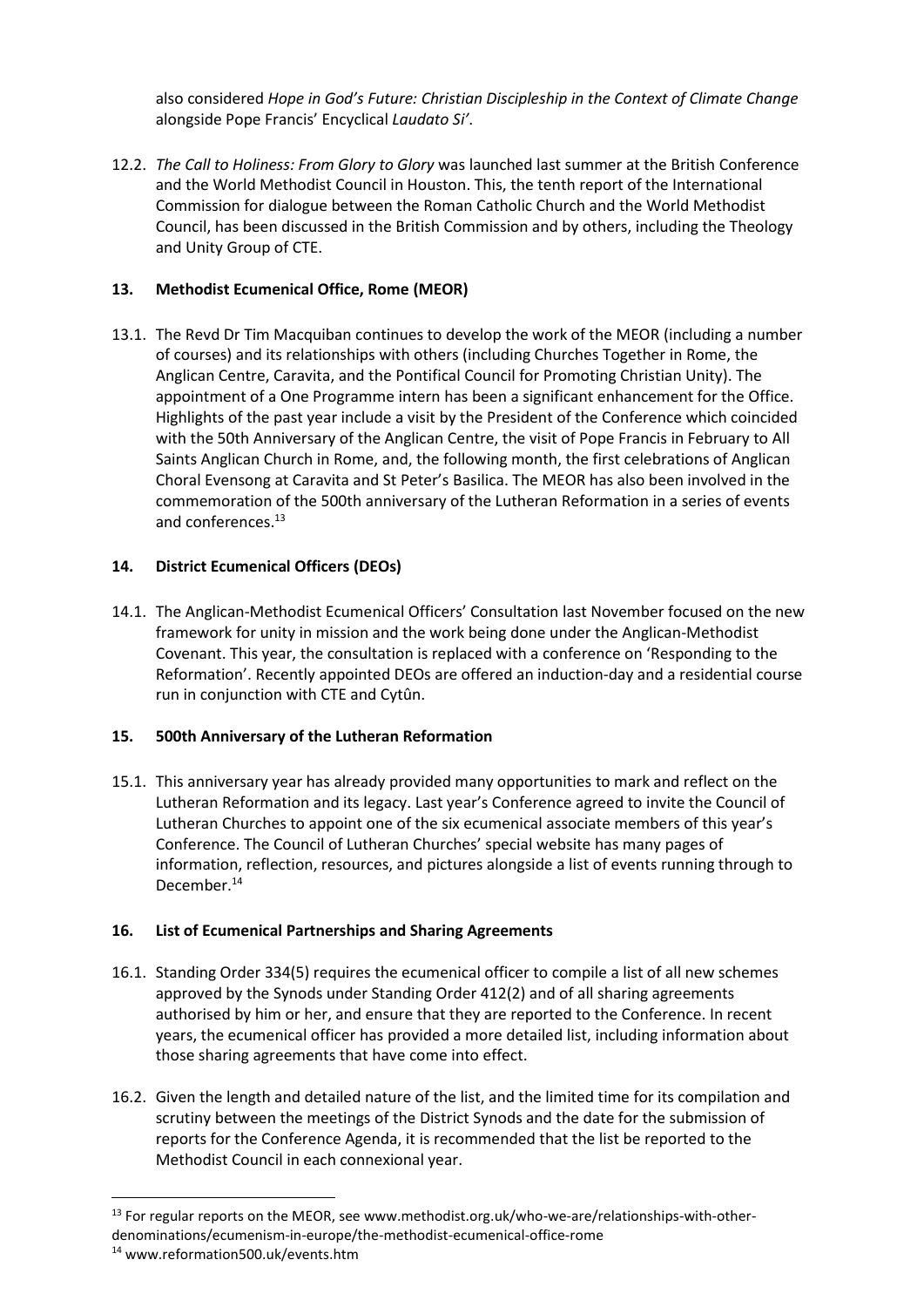also considered *Hope in God's Future: Christian Discipleship in the Context of Climate Change* alongside Pope Francis' Encyclical *Laudato Si'*.

12.2. *The Call to Holiness: From Glory to Glory* was launched last summer at the British Conference and the World Methodist Council in Houston. This, the tenth report of the International Commission for dialogue between the Roman Catholic Church and the World Methodist Council, has been discussed in the British Commission and by others, including the Theology and Unity Group of CTE.

## 13. Methodist Ecumenical Office, Rome (MEOR)

13.1. The Revd Dr Tim Macquiban continues to develop the work of the MEOR (including a number of courses) and its relationships with others (including Churches Together in Rome, the Anglican Centre, Caravita, and the Pontifical Council for Promoting Christian Unity). The appointment of a One Programme intern has been a significant enhancement for the Office. Highlights of the past year include a visit by the President of the Conference which coincided with the 50th Anniversary of the Anglican Centre, the visit of Pope Francis in February to All Saints Anglican Church in Rome, and, the following month, the first celebrations of Anglican Choral Evensong at Caravita and St Peter's Basilica. The MEOR has also been involved in the commemoration of the 500th anniversary of the Lutheran Reformation in a series of events and conferences.[13]

## 14. District Ecumenical Officers (DEOs)

14.1. The Anglican-Methodist Ecumenical Officers' Consultation last November focused on the new framework for unity in mission and the work being done under the Anglican-Methodist Covenant. This year, the consultation is replaced with a conference on 'Responding to the Reformation'. Recently appointed DEOs are offered an induction-day and a residential course run in conjunction with CTE and Cytûn.

## 15. 500th Anniversary of the Lutheran Reformation

15.1. This anniversary year has already provided many opportunities to mark and reflect on the Lutheran Reformation and its legacy. Last year's Conference agreed to invite the Council of Lutheran Churches to appoint one of the six ecumenical associate members of this year's Conference. The Council of Lutheran Churches' special website has many pages of information, reflection, resources, and pictures alongside a list of events running through to December.[14]

## 16. List of Ecumenical Partnerships and Sharing Agreements

16.1. Standing Order 334(5) requires the ecumenical officer to compile a list of all new schemes approved by the Synods under Standing Order 412(2) and of all sharing agreements authorised by him or her, and ensure that they are reported to the Conference. In recent years, the ecumenical officer has provided a more detailed list, including information about those sharing agreements that have come into effect.

16.2. Given the length and detailed nature of the list, and the limited time for its compilation and scrutiny between the meetings of the District Synods and the date for the submission of reports for the Conference Agenda, it is recommended that the list be reported to the Methodist Council in each connexional year.

---

[13] For regular reports on the MEOR, see www.methodist.org.uk/who-we-are/relationships-with-other-denominations/ecumenism-in-europe/the-methodist-ecumenical-office-rome

[14] www.reformation500.uk/events.htm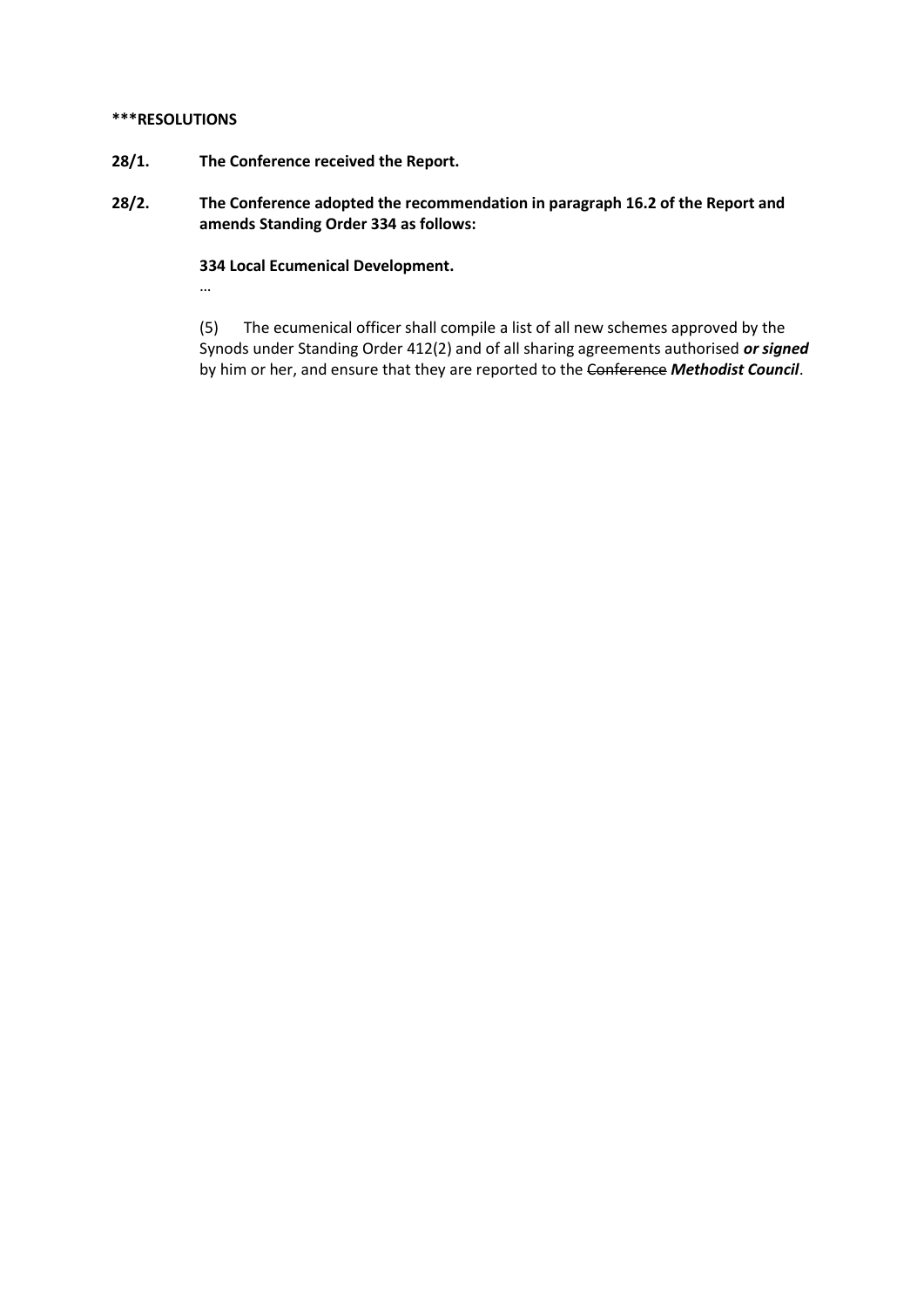**\*\*\*RESOLUTIONS**

**28/1. The Conference received the Report.**

**28/2. The Conference adopted the recommendation in paragraph 16.2 of the Report and amends Standing Order 334 as follows:**

**334 Local Ecumenical Development.**

…

(5) The ecumenical officer shall compile a list of all new schemes approved by the Synods under Standing Order 412(2) and of all sharing agreements authorised ***or signed*** by him or her, and ensure that they are reported to the ~~Conference~~ ***Methodist Council***.